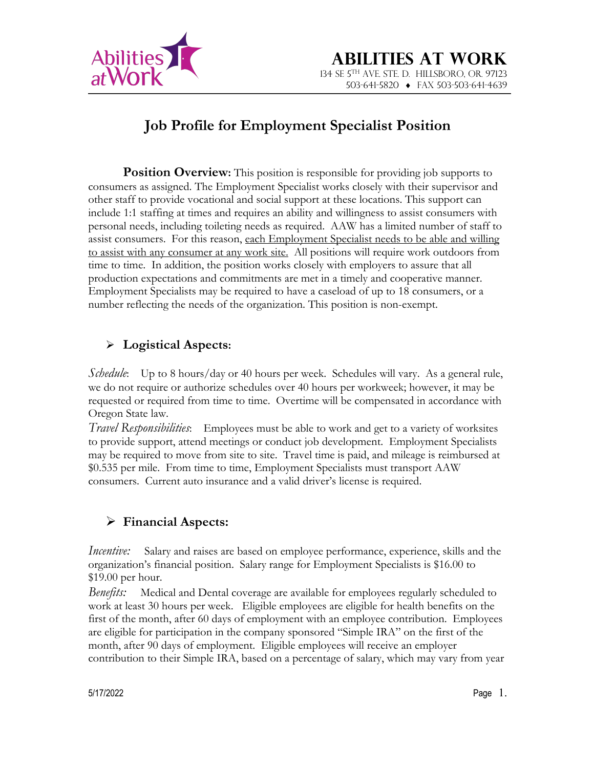# Abilities at Work

134 SE 5th Ave. Ste. D. Hillsboro, OR. 97123
503-641-5820 ♦ Fax 503-503-641-4639

## Job Profile for Employment Specialist Position

**Position Overview:** This position is responsible for providing job supports to consumers as assigned. The Employment Specialist works closely with their supervisor and other staff to provide vocational and social support at these locations. This support can include 1:1 staffing at times and requires an ability and willingness to assist consumers with personal needs, including toileting needs as required. AAW has a limited number of staff to assist consumers. For this reason, each Employment Specialist needs to be able and willing to assist with any consumer at any work site. All positions will require work outdoors from time to time. In addition, the position works closely with employers to assure that all production expectations and commitments are met in a timely and cooperative manner. Employment Specialists may be required to have a caseload of up to 18 consumers, or a number reflecting the needs of the organization. This position is non-exempt.

### Logistical Aspects:

*Schedule*: Up to 8 hours/day or 40 hours per week. Schedules will vary. As a general rule, we do not require or authorize schedules over 40 hours per workweek; however, it may be requested or required from time to time. Overtime will be compensated in accordance with Oregon State law.

*Travel Responsibilities*: Employees must be able to work and get to a variety of worksites to provide support, attend meetings or conduct job development. Employment Specialists may be required to move from site to site. Travel time is paid, and mileage is reimbursed at $0.535 per mile. From time to time, Employment Specialists must transport AAW consumers. Current auto insurance and a valid driver's license is required.

### Financial Aspects:

*Incentive:* Salary and raises are based on employee performance, experience, skills and the organization's financial position. Salary range for Employment Specialists is $16.00 to $19.00 per hour.

*Benefits:* Medical and Dental coverage are available for employees regularly scheduled to work at least 30 hours per week. Eligible employees are eligible for health benefits on the first of the month, after 60 days of employment with an employee contribution. Employees are eligible for participation in the company sponsored "Simple IRA" on the first of the month, after 90 days of employment. Eligible employees will receive an employer contribution to their Simple IRA, based on a percentage of salary, which may vary from year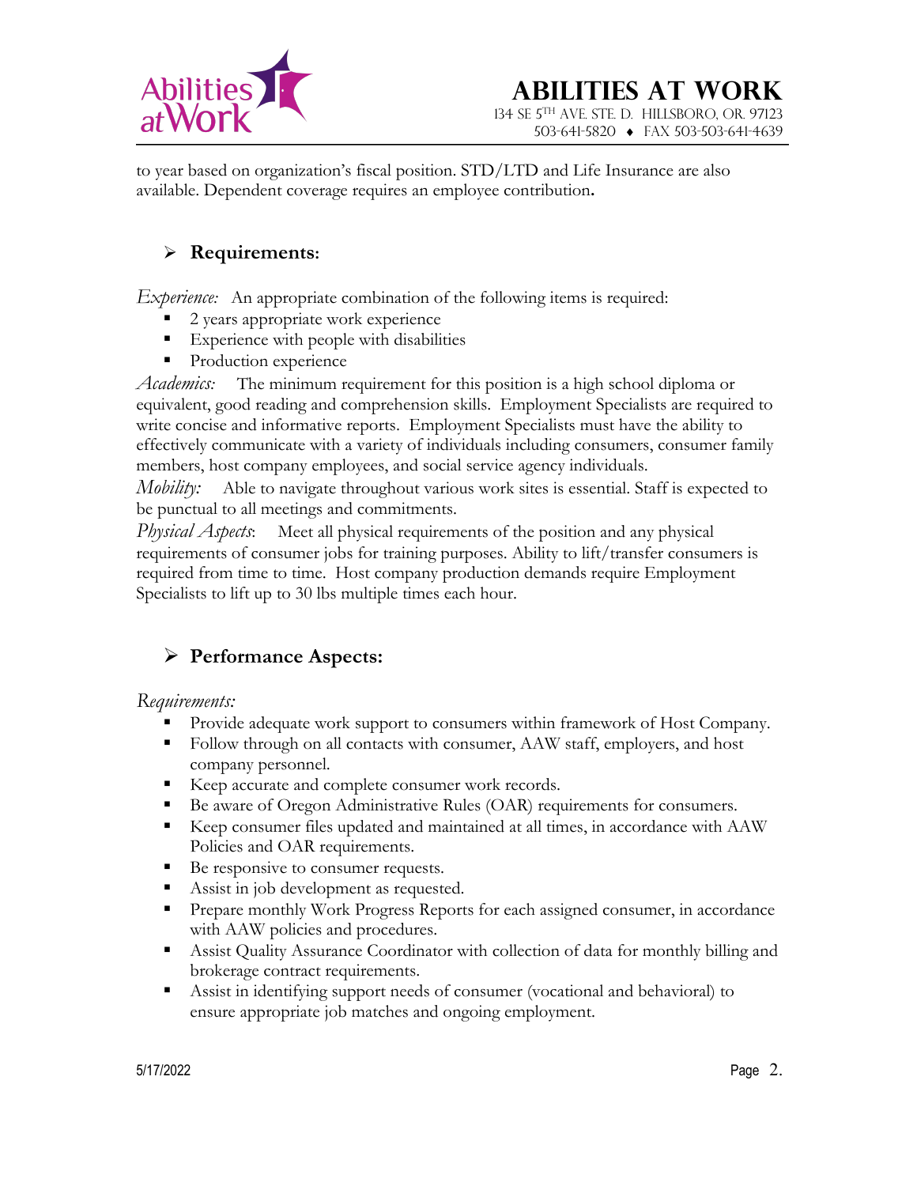to year based on organization's fiscal position. STD/LTD and Life Insurance are also available. Dependent coverage requires an employee contribution**.**

## Requirements:

*Experience:* An appropriate combination of the following items is required:

- 2 years appropriate work experience
- Experience with people with disabilities
- Production experience

*Academics:* The minimum requirement for this position is a high school diploma or equivalent, good reading and comprehension skills. Employment Specialists are required to write concise and informative reports. Employment Specialists must have the ability to effectively communicate with a variety of individuals including consumers, consumer family members, host company employees, and social service agency individuals.

*Mobility:* Able to navigate throughout various work sites is essential. Staff is expected to be punctual to all meetings and commitments.

*Physical Aspects*: Meet all physical requirements of the position and any physical requirements of consumer jobs for training purposes. Ability to lift/transfer consumers is required from time to time. Host company production demands require Employment Specialists to lift up to 30 lbs multiple times each hour.

## Performance Aspects:

*Requirements:*

- Provide adequate work support to consumers within framework of Host Company.
- Follow through on all contacts with consumer, AAW staff, employers, and host company personnel.
- Keep accurate and complete consumer work records.
- Be aware of Oregon Administrative Rules (OAR) requirements for consumers.
- Keep consumer files updated and maintained at all times, in accordance with AAW Policies and OAR requirements.
- Be responsive to consumer requests.
- Assist in job development as requested.
- Prepare monthly Work Progress Reports for each assigned consumer, in accordance with AAW policies and procedures.
- Assist Quality Assurance Coordinator with collection of data for monthly billing and brokerage contract requirements.
- Assist in identifying support needs of consumer (vocational and behavioral) to ensure appropriate job matches and ongoing employment.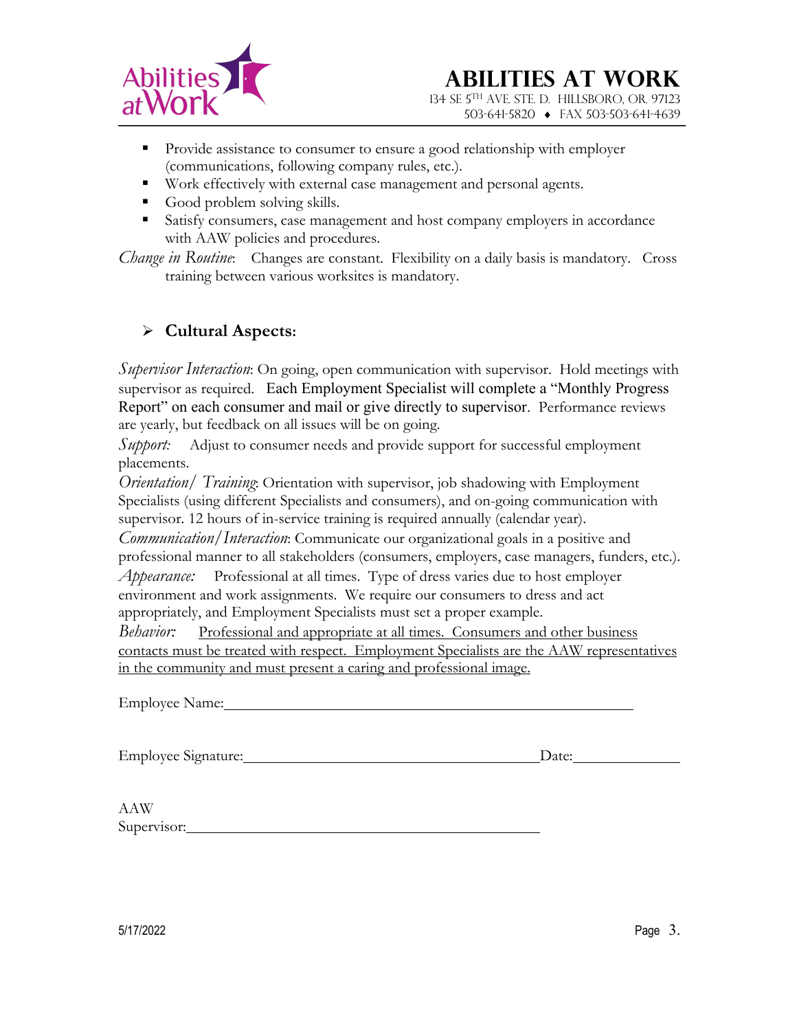- Provide assistance to consumer to ensure a good relationship with employer (communications, following company rules, etc.).
- Work effectively with external case management and personal agents.
- Good problem solving skills.
- Satisfy consumers, case management and host company employers in accordance with AAW policies and procedures.

*Change in Routine*: Changes are constant. Flexibility on a daily basis is mandatory. Cross training between various worksites is mandatory.

## ➢ Cultural Aspects:

*Supervisor Interaction*: On going, open communication with supervisor. Hold meetings with supervisor as required. Each Employment Specialist will complete a "Monthly Progress Report" on each consumer and mail or give directly to supervisor. Performance reviews are yearly, but feedback on all issues will be on going.

*Support:* Adjust to consumer needs and provide support for successful employment placements.

*Orientation/ Training*: Orientation with supervisor, job shadowing with Employment Specialists (using different Specialists and consumers), and on-going communication with supervisor. 12 hours of in-service training is required annually (calendar year).

*Communication/Interaction*: Communicate our organizational goals in a positive and professional manner to all stakeholders (consumers, employers, case managers, funders, etc.).

*Appearance:* Professional at all times. Type of dress varies due to host employer environment and work assignments. We require our consumers to dress and act appropriately, and Employment Specialists must set a proper example.

*Behavior:* <u>Professional and appropriate at all times. Consumers and other business contacts must be treated with respect. Employment Specialists are the AAW representatives in the community and must present a caring and professional image.</u>

Employee Name:\_\_\_\_\_\_\_\_\_\_\_\_\_\_\_\_\_\_\_\_\_\_\_\_\_\_\_\_\_\_\_\_\_\_\_\_\_\_\_\_\_\_\_\_

Employee Signature:\_\_\_\_\_\_\_\_\_\_\_\_\_\_\_\_\_\_\_\_\_\_\_\_\_\_\_\_\_\_\_\_ Date:\_\_\_\_\_\_\_\_\_\_\_

AAW
Supervisor:\_\_\_\_\_\_\_\_\_\_\_\_\_\_\_\_\_\_\_\_\_\_\_\_\_\_\_\_\_\_\_\_\_\_\_\_\_\_